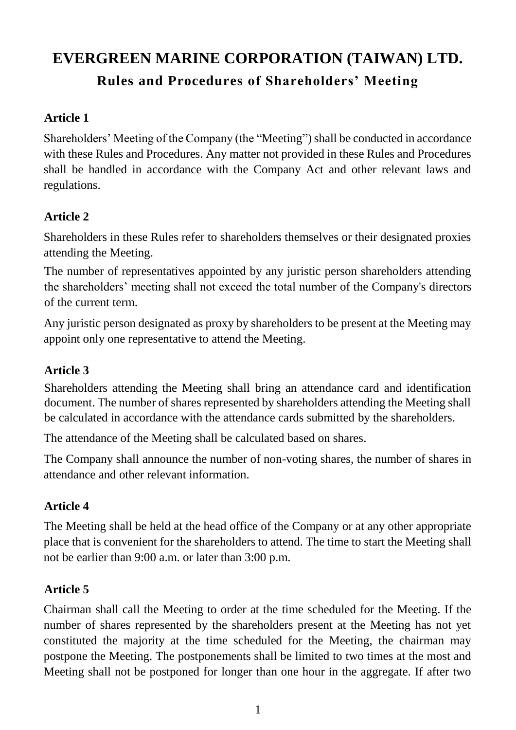# EVERGREEN MARINE CORPORATION (TAIWAN) LTD.

## Rules and Procedures of Shareholders' Meeting

### Article 1

Shareholders' Meeting of the Company (the "Meeting") shall be conducted in accordance with these Rules and Procedures. Any matter not provided in these Rules and Procedures shall be handled in accordance with the Company Act and other relevant laws and regulations.

### Article 2

Shareholders in these Rules refer to shareholders themselves or their designated proxies attending the Meeting.

The number of representatives appointed by any juristic person shareholders attending the shareholders' meeting shall not exceed the total number of the Company's directors of the current term.

Any juristic person designated as proxy by shareholders to be present at the Meeting may appoint only one representative to attend the Meeting.

### Article 3

Shareholders attending the Meeting shall bring an attendance card and identification document. The number of shares represented by shareholders attending the Meeting shall be calculated in accordance with the attendance cards submitted by the shareholders.

The attendance of the Meeting shall be calculated based on shares.

The Company shall announce the number of non-voting shares, the number of shares in attendance and other relevant information.

### Article 4

The Meeting shall be held at the head office of the Company or at any other appropriate place that is convenient for the shareholders to attend. The time to start the Meeting shall not be earlier than 9:00 a.m. or later than 3:00 p.m.

### Article 5

Chairman shall call the Meeting to order at the time scheduled for the Meeting. If the number of shares represented by the shareholders present at the Meeting has not yet constituted the majority at the time scheduled for the Meeting, the chairman may postpone the Meeting. The postponements shall be limited to two times at the most and Meeting shall not be postponed for longer than one hour in the aggregate. If after two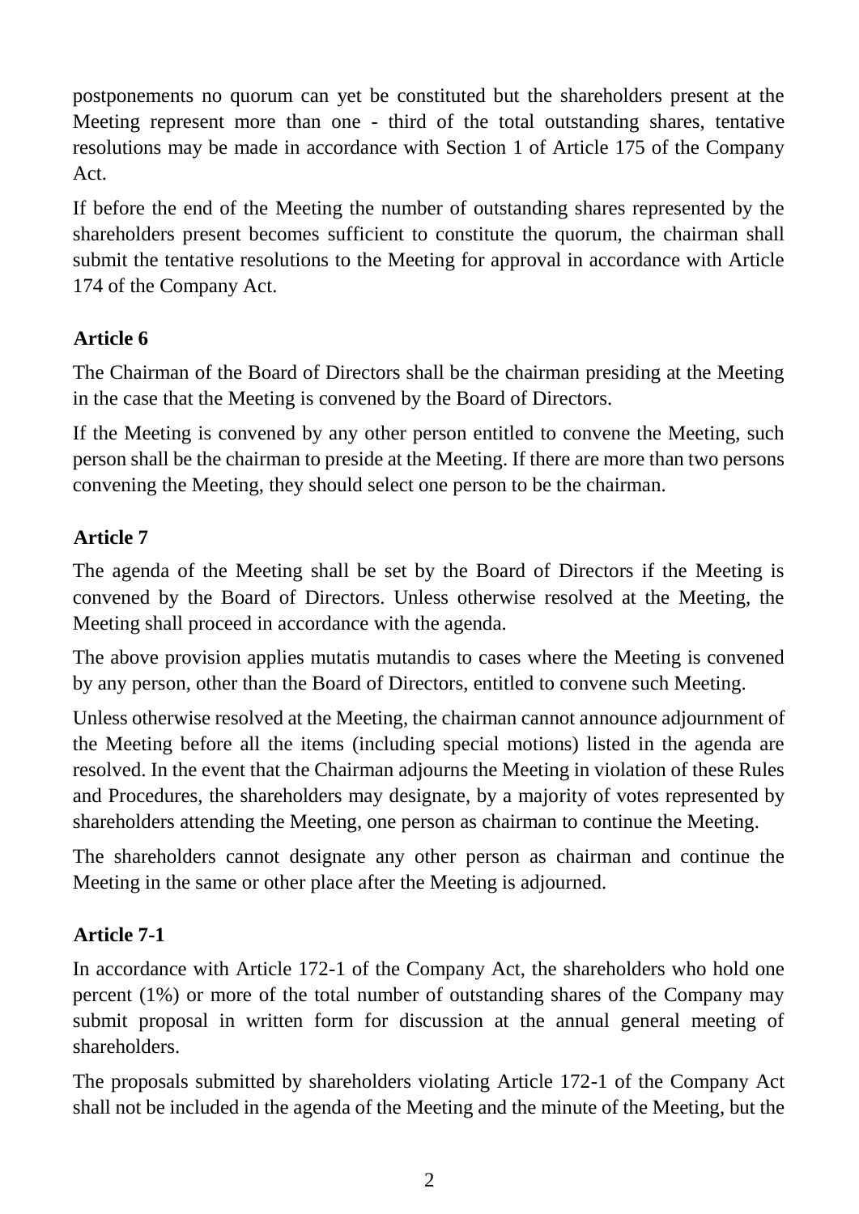postponements no quorum can yet be constituted but the shareholders present at the Meeting represent more than one - third of the total outstanding shares, tentative resolutions may be made in accordance with Section 1 of Article 175 of the Company Act.

If before the end of the Meeting the number of outstanding shares represented by the shareholders present becomes sufficient to constitute the quorum, the chairman shall submit the tentative resolutions to the Meeting for approval in accordance with Article 174 of the Company Act.

**Article 6**

The Chairman of the Board of Directors shall be the chairman presiding at the Meeting in the case that the Meeting is convened by the Board of Directors.

If the Meeting is convened by any other person entitled to convene the Meeting, such person shall be the chairman to preside at the Meeting. If there are more than two persons convening the Meeting, they should select one person to be the chairman.

**Article 7**

The agenda of the Meeting shall be set by the Board of Directors if the Meeting is convened by the Board of Directors. Unless otherwise resolved at the Meeting, the Meeting shall proceed in accordance with the agenda.

The above provision applies mutatis mutandis to cases where the Meeting is convened by any person, other than the Board of Directors, entitled to convene such Meeting.

Unless otherwise resolved at the Meeting, the chairman cannot announce adjournment of the Meeting before all the items (including special motions) listed in the agenda are resolved. In the event that the Chairman adjourns the Meeting in violation of these Rules and Procedures, the shareholders may designate, by a majority of votes represented by shareholders attending the Meeting, one person as chairman to continue the Meeting.

The shareholders cannot designate any other person as chairman and continue the Meeting in the same or other place after the Meeting is adjourned.

**Article 7-1**

In accordance with Article 172-1 of the Company Act, the shareholders who hold one percent (1%) or more of the total number of outstanding shares of the Company may submit proposal in written form for discussion at the annual general meeting of shareholders.

The proposals submitted by shareholders violating Article 172-1 of the Company Act shall not be included in the agenda of the Meeting and the minute of the Meeting, but the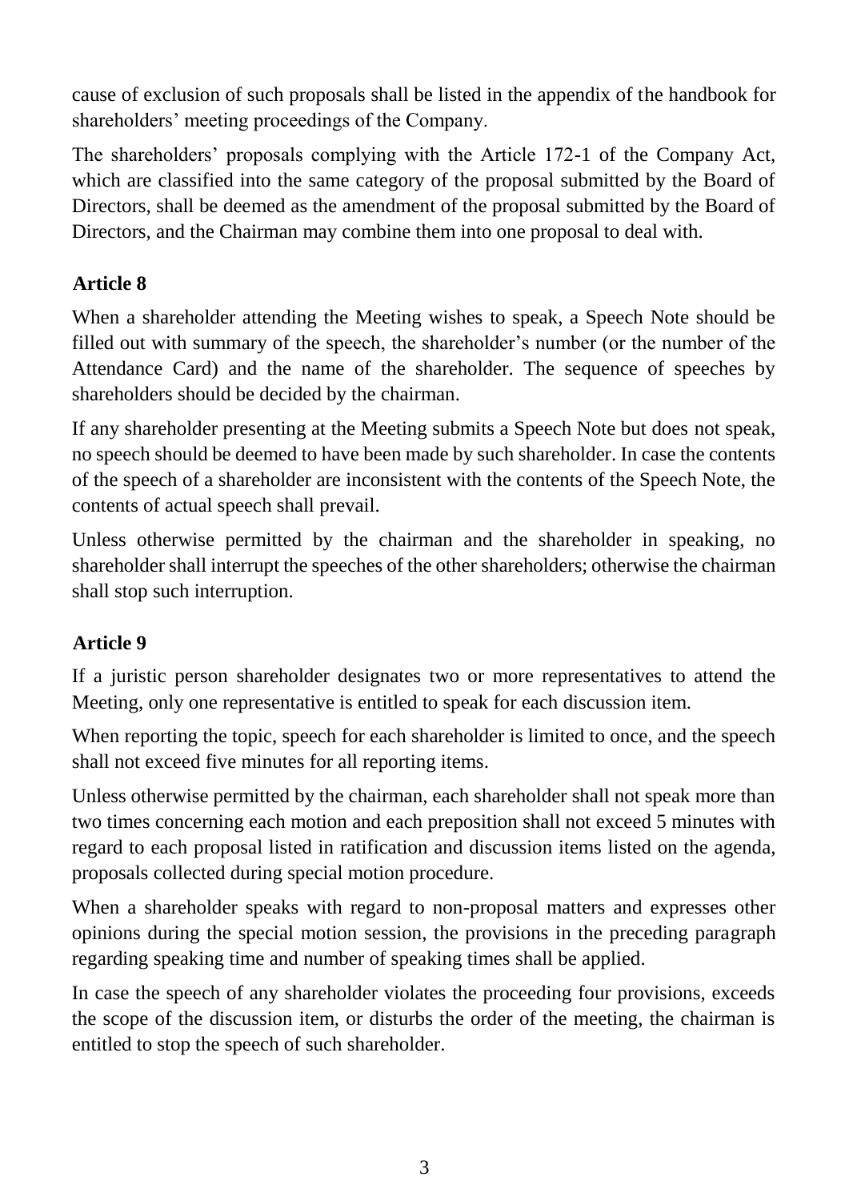cause of exclusion of such proposals shall be listed in the appendix of the handbook for shareholders' meeting proceedings of the Company.

The shareholders' proposals complying with the Article 172-1 of the Company Act, which are classified into the same category of the proposal submitted by the Board of Directors, shall be deemed as the amendment of the proposal submitted by the Board of Directors, and the Chairman may combine them into one proposal to deal with.

## Article 8

When a shareholder attending the Meeting wishes to speak, a Speech Note should be filled out with summary of the speech, the shareholder's number (or the number of the Attendance Card) and the name of the shareholder. The sequence of speeches by shareholders should be decided by the chairman.

If any shareholder presenting at the Meeting submits a Speech Note but does not speak, no speech should be deemed to have been made by such shareholder. In case the contents of the speech of a shareholder are inconsistent with the contents of the Speech Note, the contents of actual speech shall prevail.

Unless otherwise permitted by the chairman and the shareholder in speaking, no shareholder shall interrupt the speeches of the other shareholders; otherwise the chairman shall stop such interruption.

## Article 9

If a juristic person shareholder designates two or more representatives to attend the Meeting, only one representative is entitled to speak for each discussion item.

When reporting the topic, speech for each shareholder is limited to once, and the speech shall not exceed five minutes for all reporting items.

Unless otherwise permitted by the chairman, each shareholder shall not speak more than two times concerning each motion and each preposition shall not exceed 5 minutes with regard to each proposal listed in ratification and discussion items listed on the agenda, proposals collected during special motion procedure.

When a shareholder speaks with regard to non-proposal matters and expresses other opinions during the special motion session, the provisions in the preceding paragraph regarding speaking time and number of speaking times shall be applied.

In case the speech of any shareholder violates the proceeding four provisions, exceeds the scope of the discussion item, or disturbs the order of the meeting, the chairman is entitled to stop the speech of such shareholder.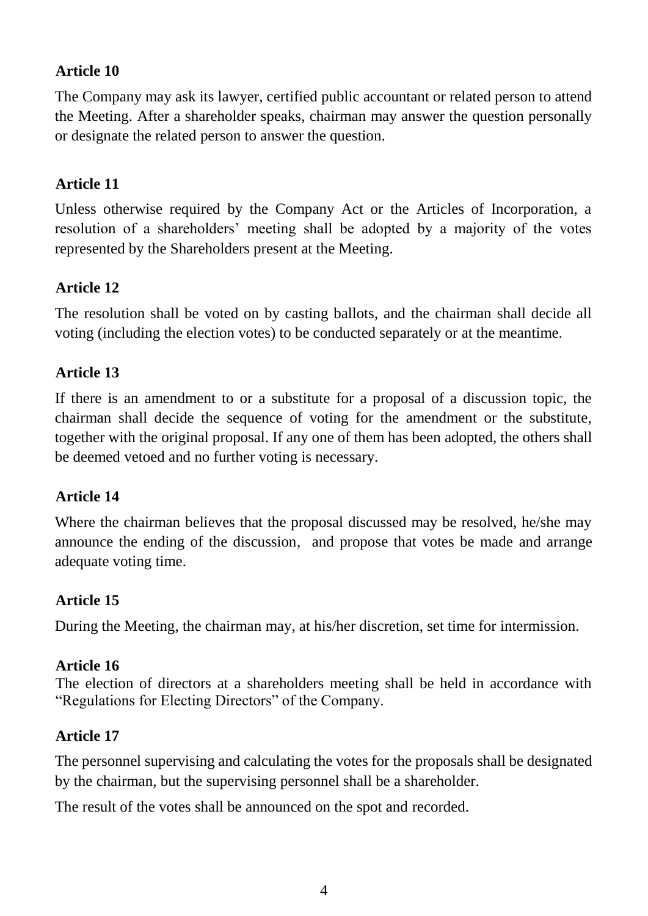**Article 10**

The Company may ask its lawyer, certified public accountant or related person to attend the Meeting. After a shareholder speaks, chairman may answer the question personally or designate the related person to answer the question.

**Article 11**

Unless otherwise required by the Company Act or the Articles of Incorporation, a resolution of a shareholders' meeting shall be adopted by a majority of the votes represented by the Shareholders present at the Meeting.

**Article 12**

The resolution shall be voted on by casting ballots, and the chairman shall decide all voting (including the election votes) to be conducted separately or at the meantime.

**Article 13**

If there is an amendment to or a substitute for a proposal of a discussion topic, the chairman shall decide the sequence of voting for the amendment or the substitute, together with the original proposal. If any one of them has been adopted, the others shall be deemed vetoed and no further voting is necessary.

**Article 14**

Where the chairman believes that the proposal discussed may be resolved, he/she may announce the ending of the discussion, and propose that votes be made and arrange adequate voting time.

**Article 15**

During the Meeting, the chairman may, at his/her discretion, set time for intermission.

**Article 16**

The election of directors at a shareholders meeting shall be held in accordance with "Regulations for Electing Directors" of the Company.

**Article 17**

The personnel supervising and calculating the votes for the proposals shall be designated by the chairman, but the supervising personnel shall be a shareholder.

The result of the votes shall be announced on the spot and recorded.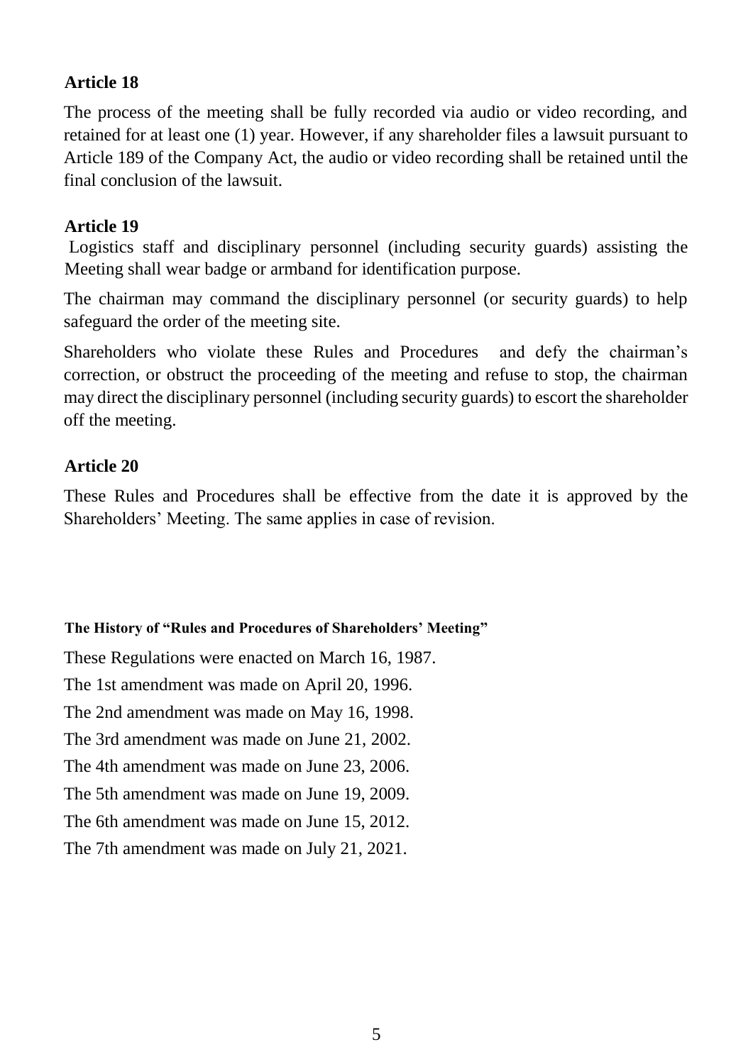### Article 18

The process of the meeting shall be fully recorded via audio or video recording, and retained for at least one (1) year. However, if any shareholder files a lawsuit pursuant to Article 189 of the Company Act, the audio or video recording shall be retained until the final conclusion of the lawsuit.

### Article 19

Logistics staff and disciplinary personnel (including security guards) assisting the Meeting shall wear badge or armband for identification purpose.

The chairman may command the disciplinary personnel (or security guards) to help safeguard the order of the meeting site.

Shareholders who violate these Rules and Procedures and defy the chairman's correction, or obstruct the proceeding of the meeting and refuse to stop, the chairman may direct the disciplinary personnel (including security guards) to escort the shareholder off the meeting.

### Article 20

These Rules and Procedures shall be effective from the date it is approved by the Shareholders' Meeting. The same applies in case of revision.

**The History of "Rules and Procedures of Shareholders' Meeting"**

These Regulations were enacted on March 16, 1987.

The 1st amendment was made on April 20, 1996.

The 2nd amendment was made on May 16, 1998.

The 3rd amendment was made on June 21, 2002.

The 4th amendment was made on June 23, 2006.

The 5th amendment was made on June 19, 2009.

The 6th amendment was made on June 15, 2012.

The 7th amendment was made on July 21, 2021.